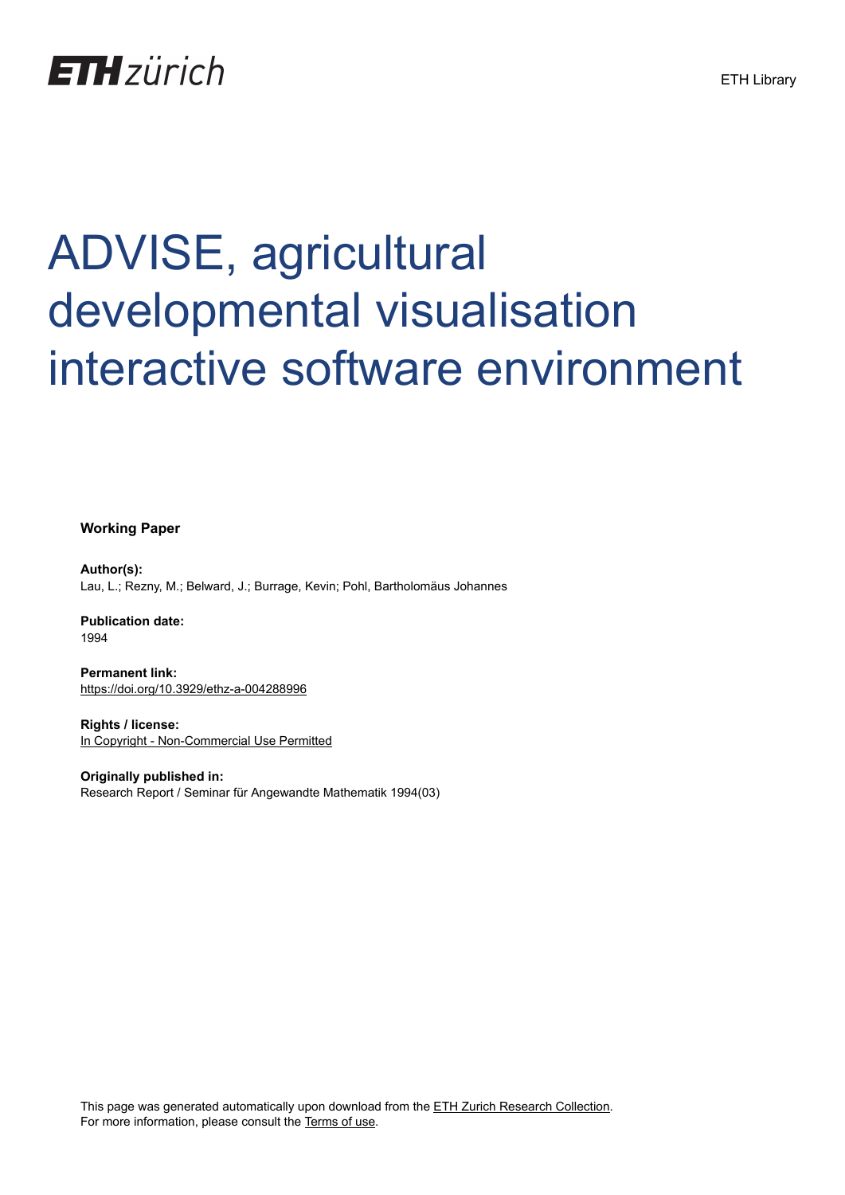# ADVISE, agricultural developmental visualisation interactive software environment

**Working Paper**

**Author(s):**
Lau, L.; Rezny, M.; Belward, J.; Burrage, Kevin; Pohl, Bartholomäus Johannes

**Publication date:**
1994

**Permanent link:**
https://doi.org/10.3929/ethz-a-004288996

**Rights / license:**
In Copyright - Non-Commercial Use Permitted

**Originally published in:**
Research Report / Seminar für Angewandte Mathematik 1994(03)

This page was generated automatically upon download from the ETH Zurich Research Collection.
For more information, please consult the Terms of use.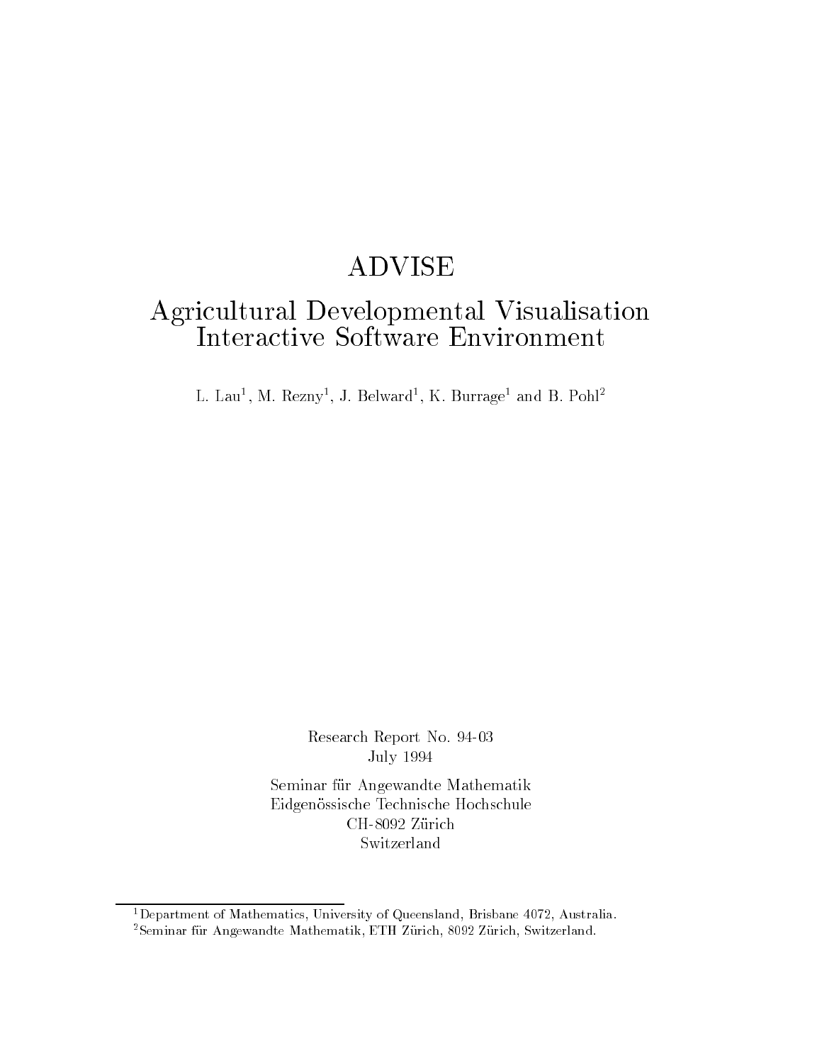# ADVISE

## Agricultural Developmental Visualisation Interactive Software Environment

L. Lau[1], M. Rezny[1], J. Belward[1], K. Burrage[1] and B. Pohl[2]

Research Report No. 94-03
July 1994

Seminar für Angewandte Mathematik
Eidgenössische Technische Hochschule
CH-8092 Zürich
Switzerland

---

[1] Department of Mathematics, University of Queensland, Brisbane 4072, Australia.

[2] Seminar für Angewandte Mathematik, ETH Zürich, 8092 Zürich, Switzerland.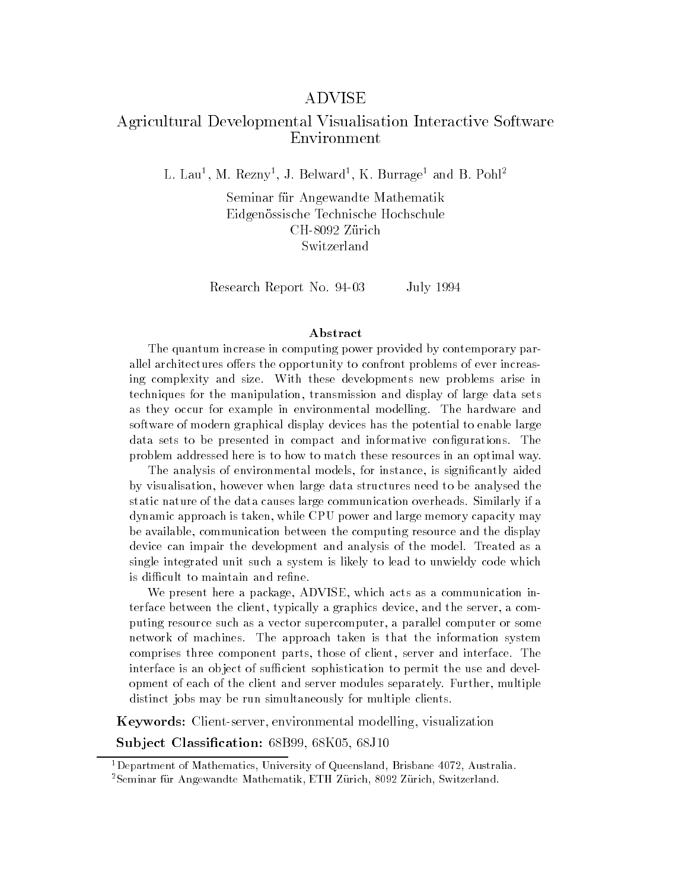# ADVISE

## Agricultural Developmental Visualisation Interactive Software Environment

L. Lau[1], M. Rezny[1], J. Belward[1], K. Burrage[1] and B. Pohl[2]

Seminar für Angewandte Mathematik
Eidgenössische Technische Hochschule
CH-8092 Zürich
Switzerland

Research Report No. 94-03 July 1994

### Abstract

The quantum increase in computing power provided by contemporary parallel architectures offers the opportunity to confront problems of ever increasing complexity and size. With these developments new problems arise in techniques for the manipulation, transmission and display of large data sets as they occur for example in environmental modelling. The hardware and software of modern graphical display devices has the potential to enable large data sets to be presented in compact and informative configurations. The problem addressed here is to how to match these resources in an optimal way.

The analysis of environmental models, for instance, is significantly aided by visualisation, however when large data structures need to be analysed the static nature of the data causes large communication overheads. Similarly if a dynamic approach is taken, while CPU power and large memory capacity may be available, communication between the computing resource and the display device can impair the development and analysis of the model. Treated as a single integrated unit such a system is likely to lead to unwieldy code which is difficult to maintain and refine.

We present here a package, ADVISE, which acts as a communication interface between the client, typically a graphics device, and the server, a computing resource such as a vector supercomputer, a parallel computer or some network of machines. The approach taken is that the information system comprises three component parts, those of client, server and interface. The interface is an object of sufficient sophistication to permit the use and development of each of the client and server modules separately. Further, multiple distinct jobs may be run simultaneously for multiple clients.

**Keywords:** Client-server, environmental modelling, visualization

**Subject Classification:** 68B99, 68K05, 68J10

[1]Department of Mathematics, University of Queensland, Brisbane 4072, Australia.

[2]Seminar für Angewandte Mathematik, ETH Zürich, 8092 Zürich, Switzerland.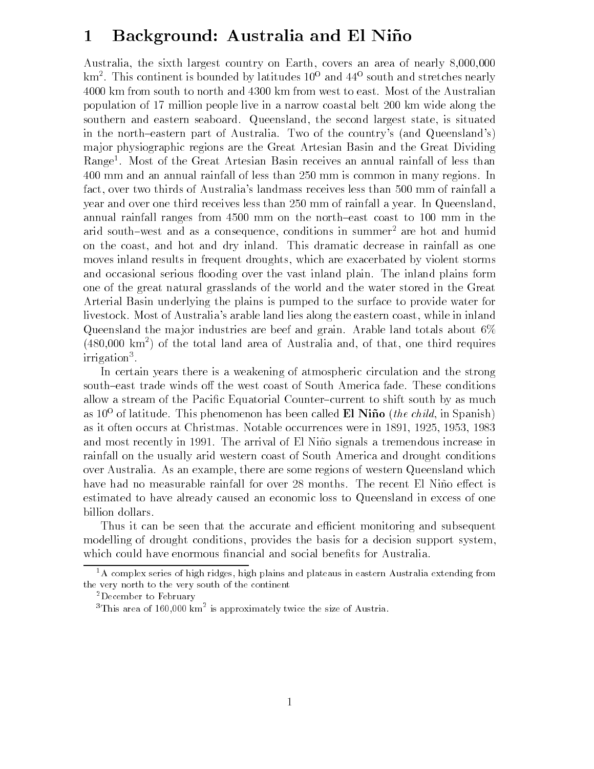# 1 Background: Australia and El Niño

Australia, the sixth largest country on Earth, covers an area of nearly 8,000,000 km$^2$. This continent is bounded by latitudes 10$^O$ and 44$^O$ south and stretches nearly 4000 km from south to north and 4300 km from west to east. Most of the Australian population of 17 million people live in a narrow coastal belt 200 km wide along the southern and eastern seaboard. Queensland, the second largest state, is situated in the north–eastern part of Australia. Two of the country's (and Queensland's) major physiographic regions are the Great Artesian Basin and the Great Dividing Range[1]. Most of the Great Artesian Basin receives an annual rainfall of less than 400 mm and an annual rainfall of less than 250 mm is common in many regions. In fact, over two thirds of Australia's landmass receives less than 500 mm of rainfall a year and over one third receives less than 250 mm of rainfall a year. In Queensland, annual rainfall ranges from 4500 mm on the north–east coast to 100 mm in the arid south–west and as a consequence, conditions in summer[2] are hot and humid on the coast, and hot and dry inland. This dramatic decrease in rainfall as one moves inland results in frequent droughts, which are exacerbated by violent storms and occasional serious flooding over the vast inland plain. The inland plains form one of the great natural grasslands of the world and the water stored in the Great Arterial Basin underlying the plains is pumped to the surface to provide water for livestock. Most of Australia's arable land lies along the eastern coast, while in inland Queensland the major industries are beef and grain. Arable land totals about 6% (480,000 km$^2$) of the total land area of Australia and, of that, one third requires irrigation[3].

In certain years there is a weakening of atmospheric circulation and the strong south–east trade winds off the west coast of South America fade. These conditions allow a stream of the Pacific Equatorial Counter–current to shift south by as much as 10$^O$ of latitude. This phenomenon has been called **El Niño** (*the child*, in Spanish) as it often occurs at Christmas. Notable occurrences were in 1891, 1925, 1953, 1983 and most recently in 1991. The arrival of El Niño signals a tremendous increase in rainfall on the usually arid western coast of South America and drought conditions over Australia. As an example, there are some regions of western Queensland which have had no measurable rainfall for over 28 months. The recent El Niño effect is estimated to have already caused an economic loss to Queensland in excess of one billion dollars.

Thus it can be seen that the accurate and efficient monitoring and subsequent modelling of drought conditions, provides the basis for a decision support system, which could have enormous financial and social benefits for Australia.

---

[1] A complex series of high ridges, high plains and plateaus in eastern Australia extending from the very north to the very south of the continent

[2] December to February

[3] This area of 160,000 km$^2$ is approximately twice the size of Austria.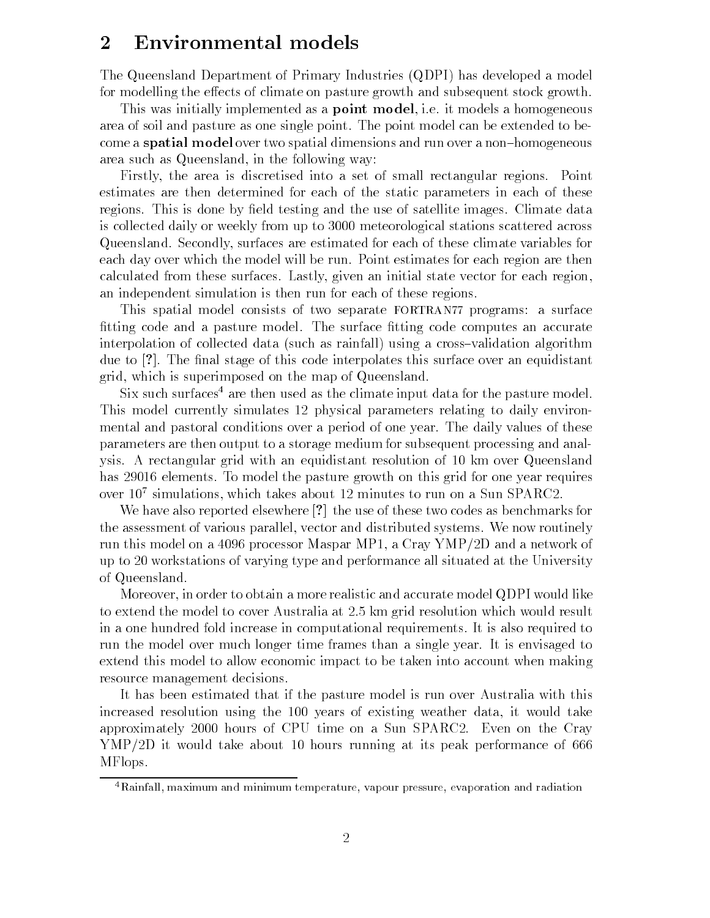## 2 Environmental models

The Queensland Department of Primary Industries (QDPI) has developed a model for modelling the effects of climate on pasture growth and subsequent stock growth.

This was initially implemented as a **point model**, i.e. it models a homogeneous area of soil and pasture as one single point. The point model can be extended to become a **spatial model** over two spatial dimensions and run over a non–homogeneous area such as Queensland, in the following way:

Firstly, the area is discretised into a set of small rectangular regions. Point estimates are then determined for each of the static parameters in each of these regions. This is done by field testing and the use of satellite images. Climate data is collected daily or weekly from up to 3000 meteorological stations scattered across Queensland. Secondly, surfaces are estimated for each of these climate variables for each day over which the model will be run. Point estimates for each region are then calculated from these surfaces. Lastly, given an initial state vector for each region, an independent simulation is then run for each of these regions.

This spatial model consists of two separate FORTRAN77 programs: a surface fitting code and a pasture model. The surface fitting code computes an accurate interpolation of collected data (such as rainfall) using a cross–validation algorithm due to [?]. The final stage of this code interpolates this surface over an equidistant grid, which is superimposed on the map of Queensland.

Six such surfaces[4] are then used as the climate input data for the pasture model. This model currently simulates 12 physical parameters relating to daily environmental and pastoral conditions over a period of one year. The daily values of these parameters are then output to a storage medium for subsequent processing and analysis. A rectangular grid with an equidistant resolution of 10 km over Queensland has 29016 elements. To model the pasture growth on this grid for one year requires over $10^7$ simulations, which takes about 12 minutes to run on a Sun SPARC2.

We have also reported elsewhere [?] the use of these two codes as benchmarks for the assessment of various parallel, vector and distributed systems. We now routinely run this model on a 4096 processor Maspar MP1, a Cray YMP/2D and a network of up to 20 workstations of varying type and performance all situated at the University of Queensland.

Moreover, in order to obtain a more realistic and accurate model QDPI would like to extend the model to cover Australia at 2.5 km grid resolution which would result in a one hundred fold increase in computational requirements. It is also required to run the model over much longer time frames than a single year. It is envisaged to extend this model to allow economic impact to be taken into account when making resource management decisions.

It has been estimated that if the pasture model is run over Australia with this increased resolution using the 100 years of existing weather data, it would take approximately 2000 hours of CPU time on a Sun SPARC2. Even on the Cray YMP/2D it would take about 10 hours running at its peak performance of 666 MFlops.

[4] Rainfall, maximum and minimum temperature, vapour pressure, evaporation and radiation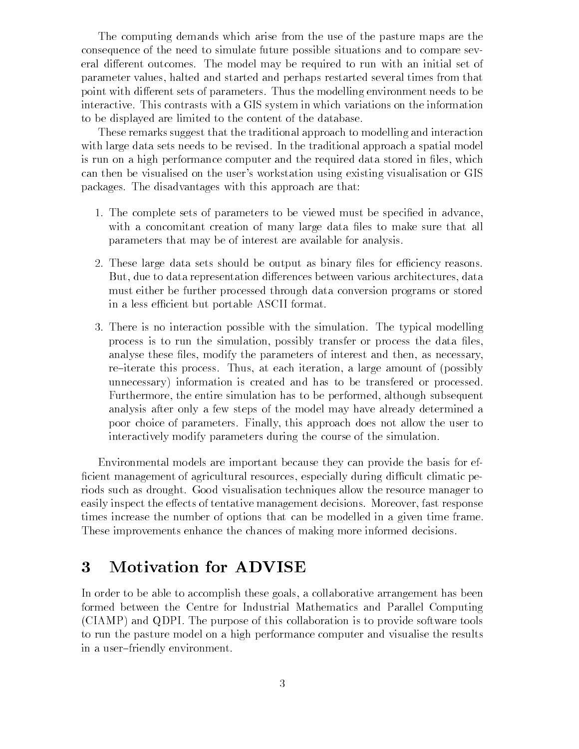The computing demands which arise from the use of the pasture maps are the consequence of the need to simulate future possible situations and to compare several different outcomes. The model may be required to run with an initial set of parameter values, halted and started and perhaps restarted several times from that point with different sets of parameters. Thus the modelling environment needs to be interactive. This contrasts with a GIS system in which variations on the information to be displayed are limited to the content of the database.

These remarks suggest that the traditional approach to modelling and interaction with large data sets needs to be revised. In the traditional approach a spatial model is run on a high performance computer and the required data stored in files, which can then be visualised on the user's workstation using existing visualisation or GIS packages. The disadvantages with this approach are that:

1. The complete sets of parameters to be viewed must be specified in advance, with a concomitant creation of many large data files to make sure that all parameters that may be of interest are available for analysis.

2. These large data sets should be output as binary files for efficiency reasons. But, due to data representation differences between various architectures, data must either be further processed through data conversion programs or stored in a less efficient but portable ASCII format.

3. There is no interaction possible with the simulation. The typical modelling process is to run the simulation, possibly transfer or process the data files, analyse these files, modify the parameters of interest and then, as necessary, re–iterate this process. Thus, at each iteration, a large amount of (possibly unnecessary) information is created and has to be transfered or processed. Furthermore, the entire simulation has to be performed, although subsequent analysis after only a few steps of the model may have already determined a poor choice of parameters. Finally, this approach does not allow the user to interactively modify parameters during the course of the simulation.

Environmental models are important because they can provide the basis for efficient management of agricultural resources, especially during difficult climatic periods such as drought. Good visualisation techniques allow the resource manager to easily inspect the effects of tentative management decisions. Moreover, fast response times increase the number of options that can be modelled in a given time frame. These improvements enhance the chances of making more informed decisions.

# 3 Motivation for ADVISE

In order to be able to accomplish these goals, a collaborative arrangement has been formed between the Centre for Industrial Mathematics and Parallel Computing (CIAMP) and QDPI. The purpose of this collaboration is to provide software tools to run the pasture model on a high performance computer and visualise the results in a user–friendly environment.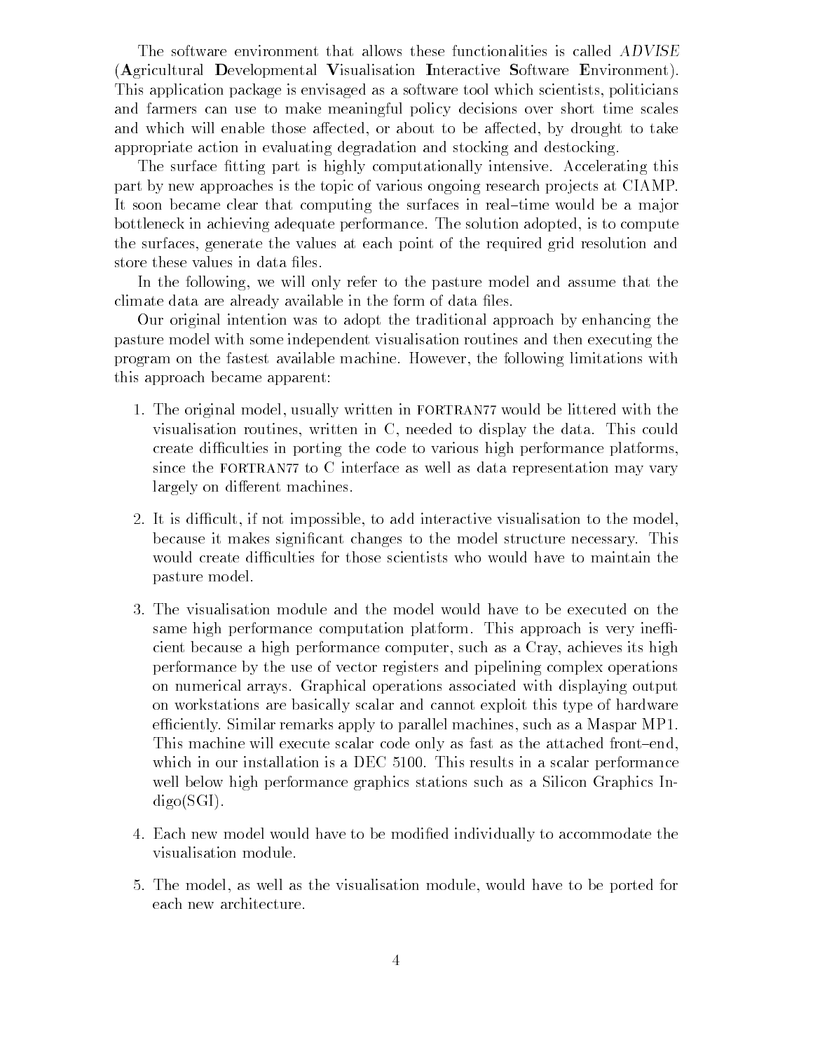The software environment that allows these functionalities is called *ADVISE* (**A**gricultural **D**evelopmental **V**isualisation **I**nteractive **S**oftware **E**nvironment). This application package is envisaged as a software tool which scientists, politicians and farmers can use to make meaningful policy decisions over short time scales and which will enable those affected, or about to be affected, by drought to take appropriate action in evaluating degradation and stocking and destocking.

The surface fitting part is highly computationally intensive. Accelerating this part by new approaches is the topic of various ongoing research projects at CIAMP. It soon became clear that computing the surfaces in real–time would be a major bottleneck in achieving adequate performance. The solution adopted, is to compute the surfaces, generate the values at each point of the required grid resolution and store these values in data files.

In the following, we will only refer to the pasture model and assume that the climate data are already available in the form of data files.

Our original intention was to adopt the traditional approach by enhancing the pasture model with some independent visualisation routines and then executing the program on the fastest available machine. However, the following limitations with this approach became apparent:

1. The original model, usually written in FORTRAN77 would be littered with the visualisation routines, written in C, needed to display the data. This could create difficulties in porting the code to various high performance platforms, since the FORTRAN77 to C interface as well as data representation may vary largely on different machines.

2. It is difficult, if not impossible, to add interactive visualisation to the model, because it makes significant changes to the model structure necessary. This would create difficulties for those scientists who would have to maintain the pasture model.

3. The visualisation module and the model would have to be executed on the same high performance computation platform. This approach is very inefficient because a high performance computer, such as a Cray, achieves its high performance by the use of vector registers and pipelining complex operations on numerical arrays. Graphical operations associated with displaying output on workstations are basically scalar and cannot exploit this type of hardware efficiently. Similar remarks apply to parallel machines, such as a Maspar MP1. This machine will execute scalar code only as fast as the attached front–end, which in our installation is a DEC 5100. This results in a scalar performance well below high performance graphics stations such as a Silicon Graphics Indigo(SGI).

4. Each new model would have to be modified individually to accommodate the visualisation module.

5. The model, as well as the visualisation module, would have to be ported for each new architecture.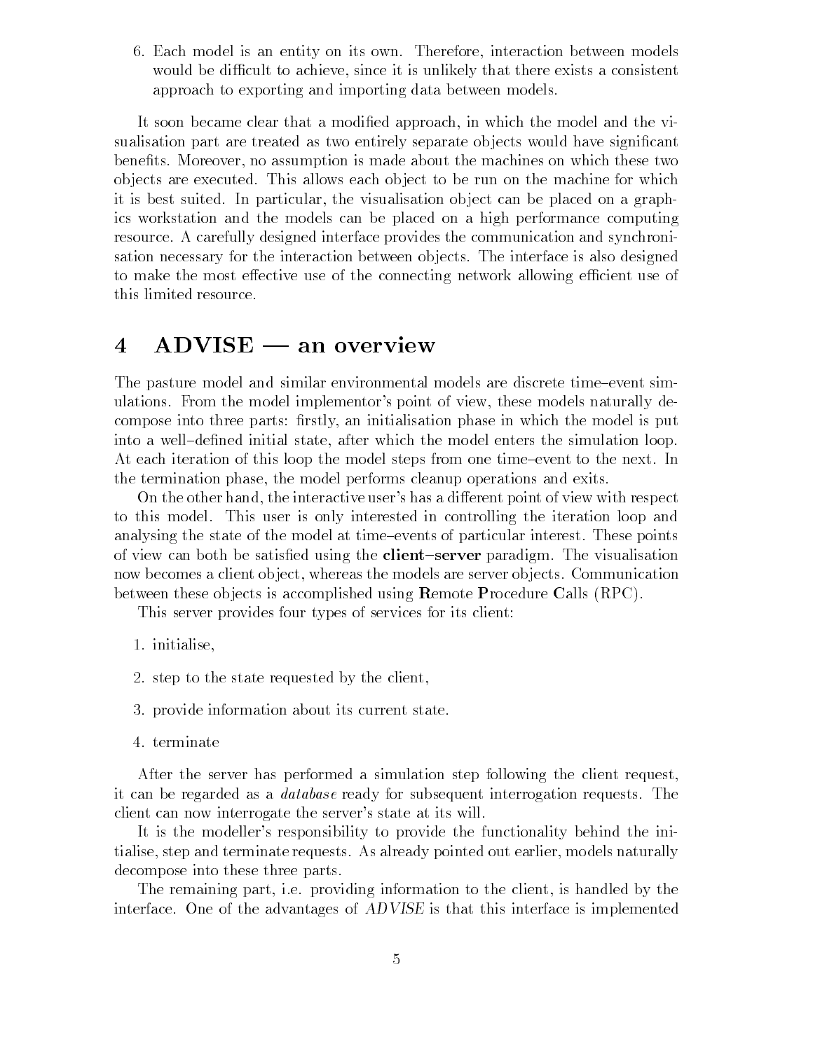6. Each model is an entity on its own. Therefore, interaction between models would be difficult to achieve, since it is unlikely that there exists a consistent approach to exporting and importing data between models.

It soon became clear that a modified approach, in which the model and the visualisation part are treated as two entirely separate objects would have significant benefits. Moreover, no assumption is made about the machines on which these two objects are executed. This allows each object to be run on the machine for which it is best suited. In particular, the visualisation object can be placed on a graphics workstation and the models can be placed on a high performance computing resource. A carefully designed interface provides the communication and synchronisation necessary for the interaction between objects. The interface is also designed to make the most effective use of the connecting network allowing efficient use of this limited resource.

# 4 ADVISE — an overview

The pasture model and similar environmental models are discrete time–event simulations. From the model implementor's point of view, these models naturally decompose into three parts: firstly, an initialisation phase in which the model is put into a well–defined initial state, after which the model enters the simulation loop. At each iteration of this loop the model steps from one time–event to the next. In the termination phase, the model performs cleanup operations and exits.

On the other hand, the interactive user's has a different point of view with respect to this model. This user is only interested in controlling the iteration loop and analysing the state of the model at time–events of particular interest. These points of view can both be satisfied using the **client–server** paradigm. The visualisation now becomes a client object, whereas the models are server objects. Communication between these objects is accomplished using **R**emote **P**rocedure **C**alls (RPC).

This server provides four types of services for its client:

1. initialise,
2. step to the state requested by the client,
3. provide information about its current state.
4. terminate

After the server has performed a simulation step following the client request, it can be regarded as a *database* ready for subsequent interrogation requests. The client can now interrogate the server's state at its will.

It is the modeller's responsibility to provide the functionality behind the initialise, step and terminate requests. As already pointed out earlier, models naturally decompose into these three parts.

The remaining part, i.e. providing information to the client, is handled by the interface. One of the advantages of *ADVISE* is that this interface is implemented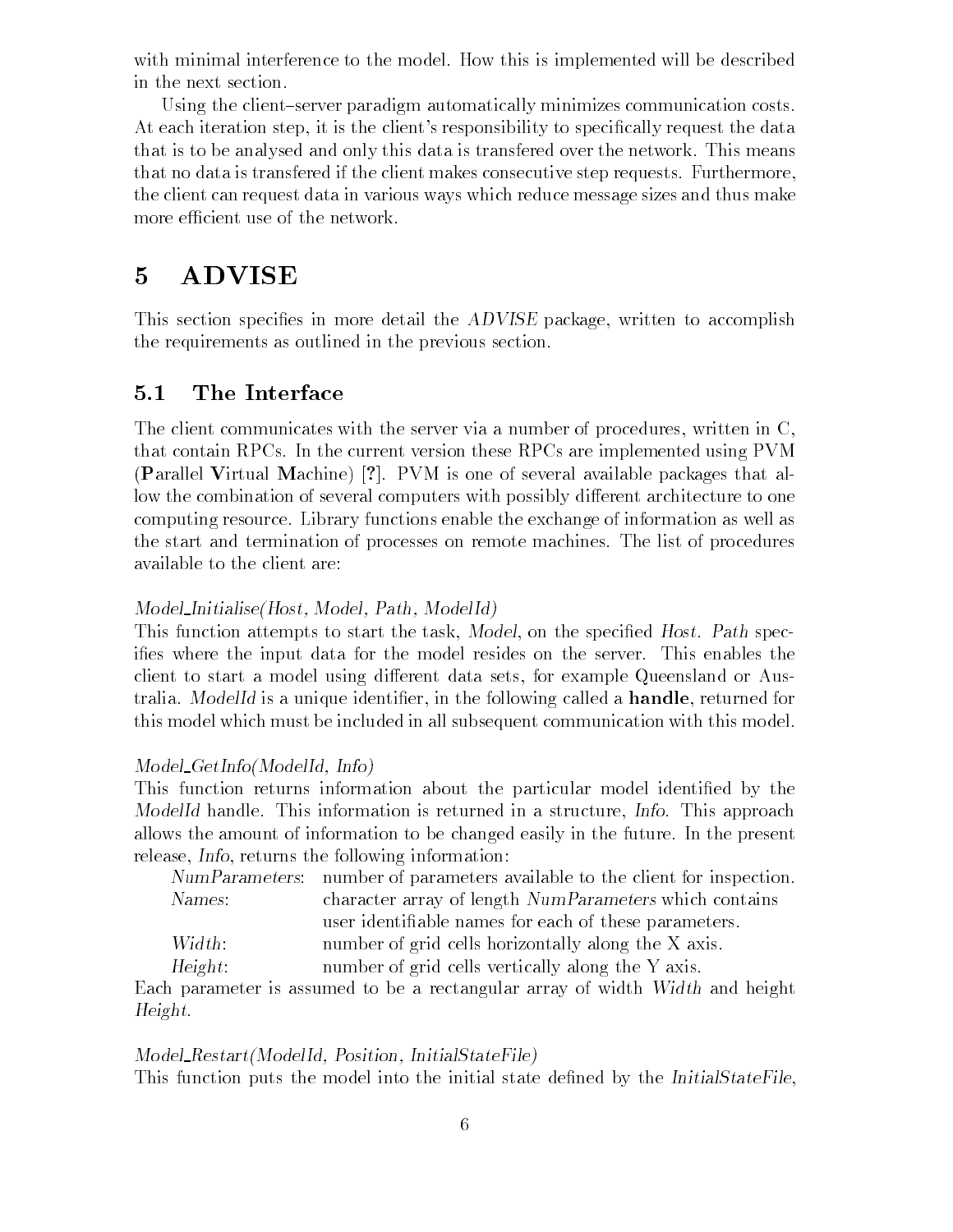with minimal interference to the model. How this is implemented will be described in the next section.

Using the client–server paradigm automatically minimizes communication costs. At each iteration step, it is the client's responsibility to specifically request the data that is to be analysed and only this data is transfered over the network. This means that no data is transfered if the client makes consecutive step requests. Furthermore, the client can request data in various ways which reduce message sizes and thus make more efficient use of the network.

# 5 ADVISE

This section specifies in more detail the *ADVISE* package, written to accomplish the requirements as outlined in the previous section.

## 5.1 The Interface

The client communicates with the server via a number of procedures, written in C, that contain RPCs. In the current version these RPCs are implemented using PVM (**P**arallel **V**irtual **M**achine) [**?**]. PVM is one of several available packages that allow the combination of several computers with possibly different architecture to one computing resource. Library functions enable the exchange of information as well as the start and termination of processes on remote machines. The list of procedures available to the client are:

*Model_Initialise(Host, Model, Path, ModelId)*
This function attempts to start the task, *Model*, on the specified *Host*. *Path* specifies where the input data for the model resides on the server. This enables the client to start a model using different data sets, for example Queensland or Australia. *ModelId* is a unique identifier, in the following called a **handle**, returned for this model which must be included in all subsequent communication with this model.

*Model_GetInfo(ModelId, Info)*
This function returns information about the particular model identified by the *ModelId* handle. This information is returned in a structure, *Info*. This approach allows the amount of information to be changed easily in the future. In the present release, *Info*, returns the following information:

| | |
|---|---|
| *NumParameters*: | number of parameters available to the client for inspection. |
| *Names*: | character array of length *NumParameters* which contains user identifiable names for each of these parameters. |
| *Width*: | number of grid cells horizontally along the X axis. |
| *Height*: | number of grid cells vertically along the Y axis. |

Each parameter is assumed to be a rectangular array of width *Width* and height *Height*.

*Model_Restart(ModelId, Position, InitialStateFile)*
This function puts the model into the initial state defined by the *InitialStateFile*,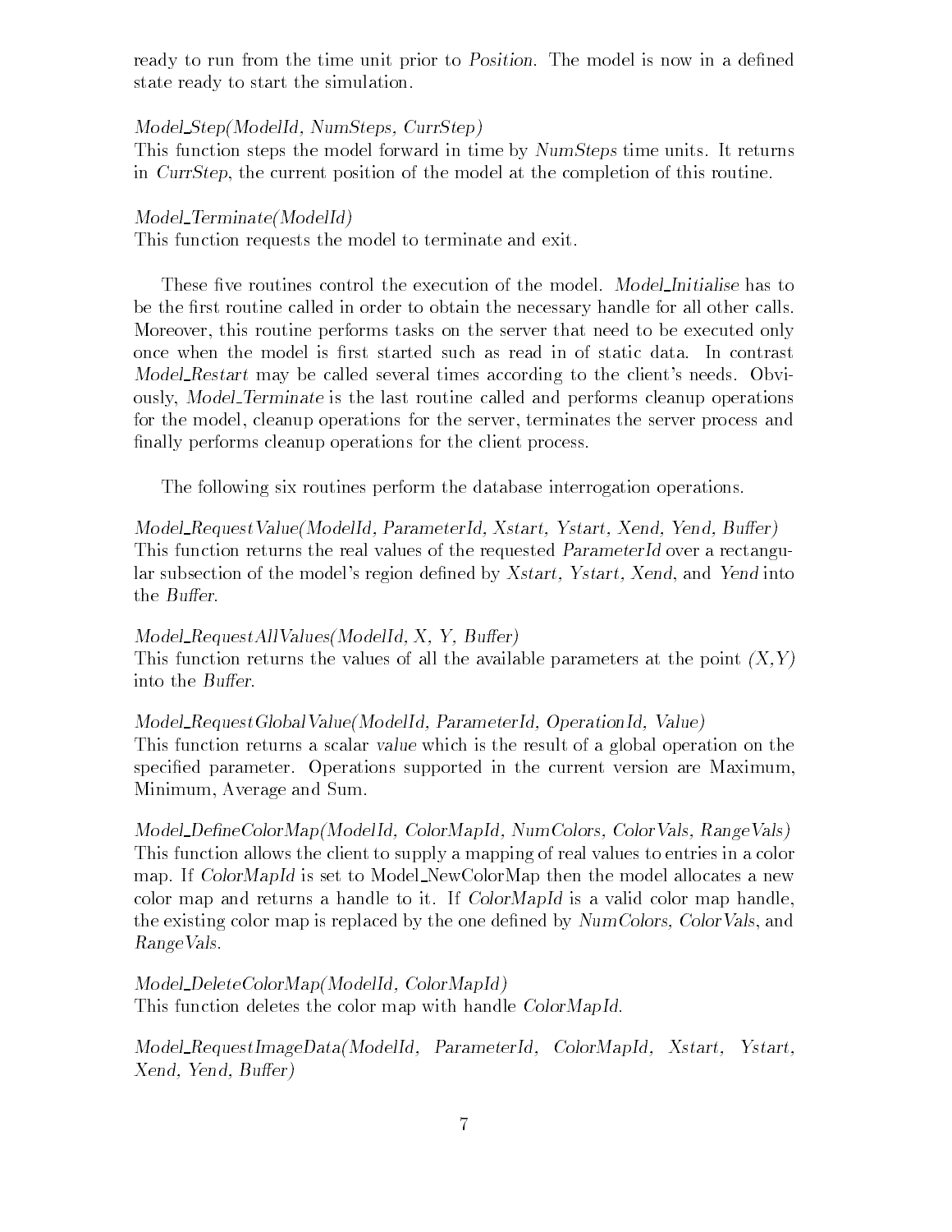ready to run from the time unit prior to *Position*. The model is now in a defined state ready to start the simulation.

*Model_Step(ModelId, NumSteps, CurrStep)*
This function steps the model forward in time by *NumSteps* time units. It returns in *CurrStep*, the current position of the model at the completion of this routine.

*Model_Terminate(ModelId)*
This function requests the model to terminate and exit.

These five routines control the execution of the model. *Model_Initialise* has to be the first routine called in order to obtain the necessary handle for all other calls. Moreover, this routine performs tasks on the server that need to be executed only once when the model is first started such as read in of static data. In contrast *Model_Restart* may be called several times according to the client's needs. Obviously, *Model_Terminate* is the last routine called and performs cleanup operations for the model, cleanup operations for the server, terminates the server process and finally performs cleanup operations for the client process.

The following six routines perform the database interrogation operations.

*Model_RequestValue(ModelId, ParameterId, Xstart, Ystart, Xend, Yend, Buffer)*
This function returns the real values of the requested *ParameterId* over a rectangular subsection of the model's region defined by *Xstart, Ystart, Xend*, and *Yend* into the *Buffer*.

*Model_RequestAllValues(ModelId, X, Y, Buffer)*
This function returns the values of all the available parameters at the point *(X,Y)* into the *Buffer*.

*Model_RequestGlobalValue(ModelId, ParameterId, OperationId, Value)*
This function returns a scalar *value* which is the result of a global operation on the specified parameter. Operations supported in the current version are Maximum, Minimum, Average and Sum.

*Model_DefineColorMap(ModelId, ColorMapId, NumColors, ColorVals, RangeVals)*
This function allows the client to supply a mapping of real values to entries in a color map. If *ColorMapId* is set to Model_NewColorMap then the model allocates a new color map and returns a handle to it. If *ColorMapId* is a valid color map handle, the existing color map is replaced by the one defined by *NumColors, ColorVals*, and *RangeVals*.

*Model_DeleteColorMap(ModelId, ColorMapId)*
This function deletes the color map with handle *ColorMapId*.

*Model_RequestImageData(ModelId, ParameterId, ColorMapId, Xstart, Ystart, Xend, Yend, Buffer)*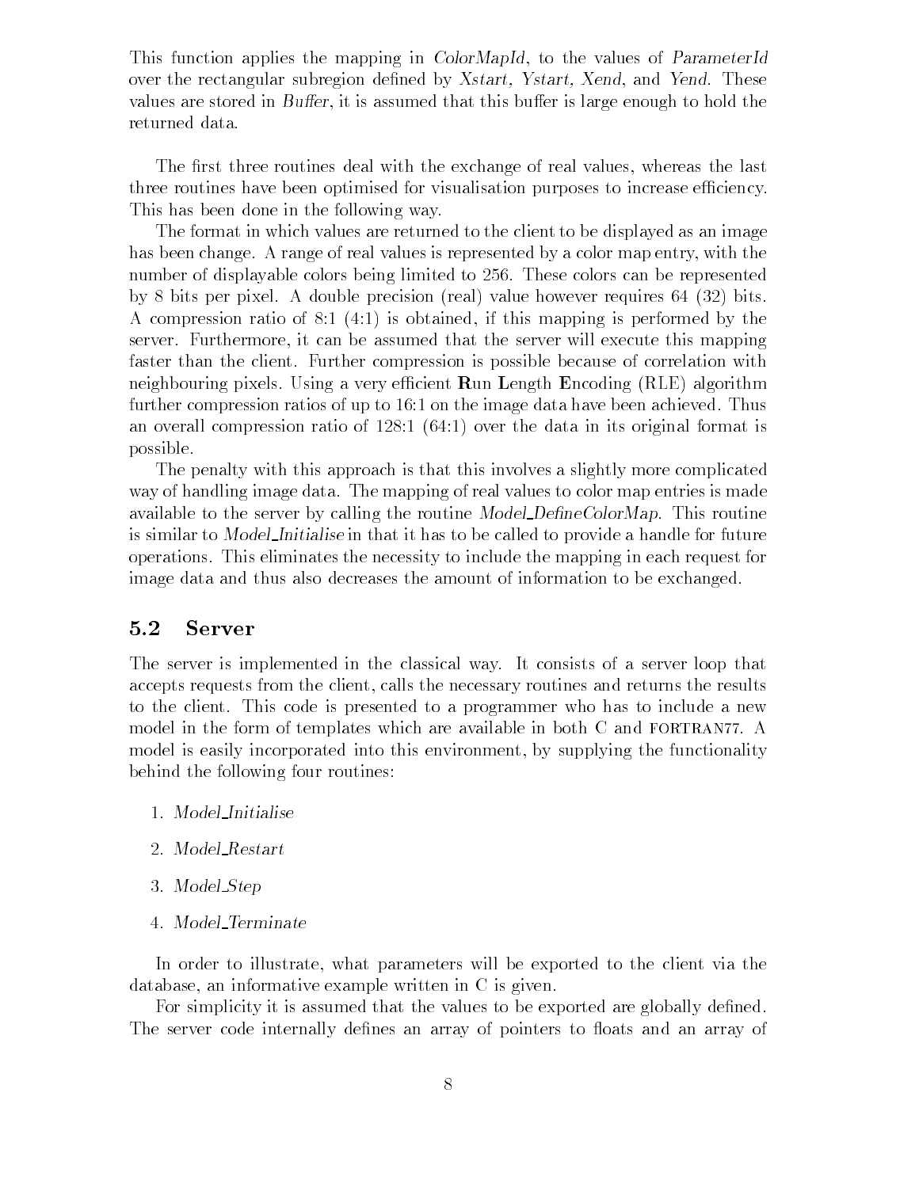This function applies the mapping in *ColorMapId*, to the values of *ParameterId* over the rectangular subregion defined by *Xstart, Ystart, Xend*, and *Yend*. These values are stored in *Buffer*, it is assumed that this buffer is large enough to hold the returned data.

The first three routines deal with the exchange of real values, whereas the last three routines have been optimised for visualisation purposes to increase efficiency. This has been done in the following way.

The format in which values are returned to the client to be displayed as an image has been change. A range of real values is represented by a color map entry, with the number of displayable colors being limited to 256. These colors can be represented by 8 bits per pixel. A double precision (real) value however requires 64 (32) bits. A compression ratio of 8:1 (4:1) is obtained, if this mapping is performed by the server. Furthermore, it can be assumed that the server will execute this mapping faster than the client. Further compression is possible because of correlation with neighbouring pixels. Using a very efficient **R**un **L**ength **E**ncoding (RLE) algorithm further compression ratios of up to 16:1 on the image data have been achieved. Thus an overall compression ratio of 128:1 (64:1) over the data in its original format is possible.

The penalty with this approach is that this involves a slightly more complicated way of handling image data. The mapping of real values to color map entries is made available to the server by calling the routine *Model_DefineColorMap*. This routine is similar to *Model_Initialise* in that it has to be called to provide a handle for future operations. This eliminates the necessity to include the mapping in each request for image data and thus also decreases the amount of information to be exchanged.

## 5.2 Server

The server is implemented in the classical way. It consists of a server loop that accepts requests from the client, calls the necessary routines and returns the results to the client. This code is presented to a programmer who has to include a new model in the form of templates which are available in both C and FORTRAN77. A model is easily incorporated into this environment, by supplying the functionality behind the following four routines:

1. *Model_Initialise*
2. *Model_Restart*
3. *Model_Step*
4. *Model_Terminate*

In order to illustrate, what parameters will be exported to the client via the database, an informative example written in C is given.

For simplicity it is assumed that the values to be exported are globally defined. The server code internally defines an array of pointers to floats and an array of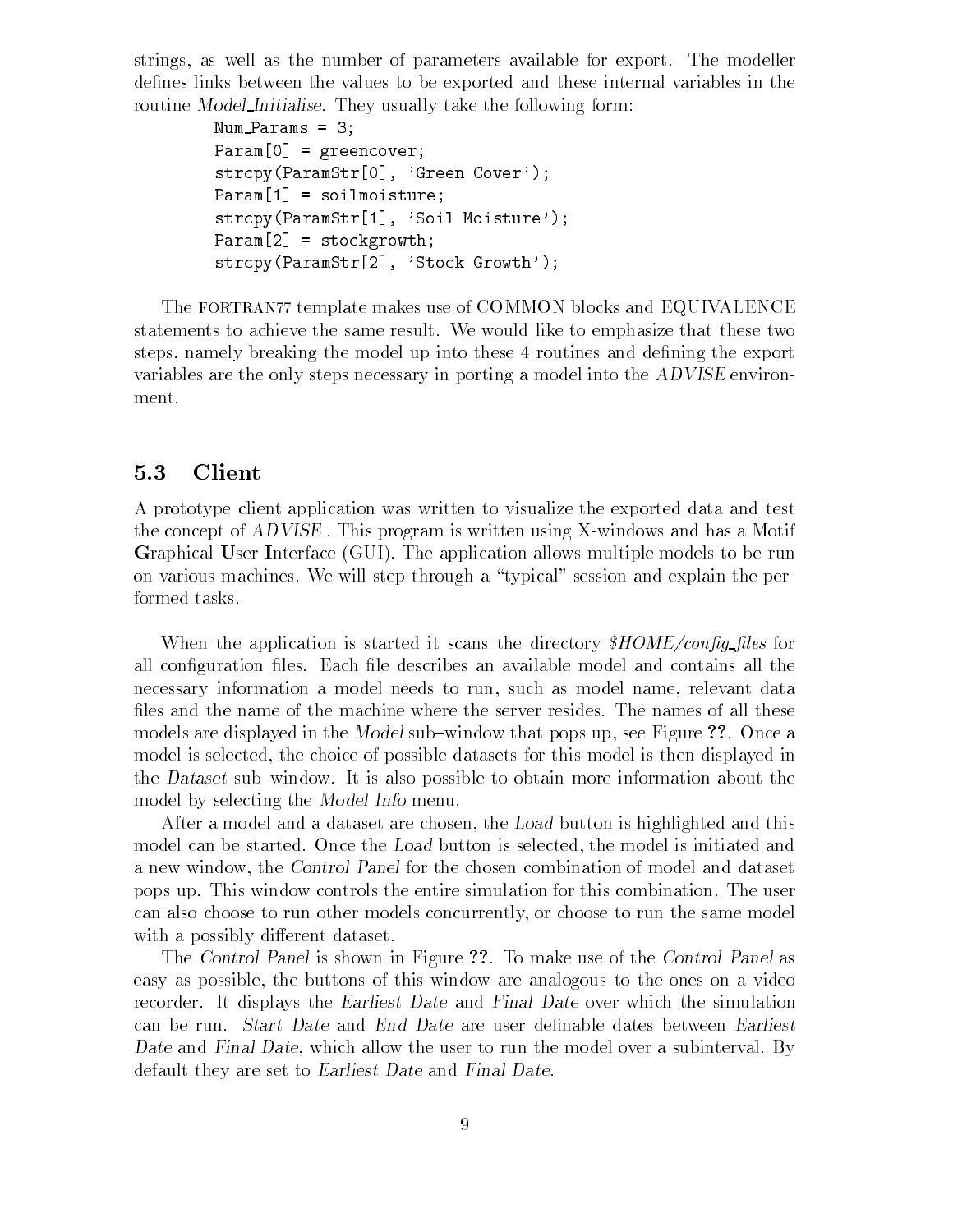strings, as well as the number of parameters available for export. The modeller defines links between the values to be exported and these internal variables in the routine *Model_Initialise*. They usually take the following form:

```
Num_Params = 3;
Param[0] = greencover;
strcpy(ParamStr[0], 'Green Cover');
Param[1] = soilmoisture;
strcpy(ParamStr[1], 'Soil Moisture');
Param[2] = stockgrowth;
strcpy(ParamStr[2], 'Stock Growth');
```

The FORTRAN77 template makes use of COMMON blocks and EQUIVALENCE statements to achieve the same result. We would like to emphasize that these two steps, namely breaking the model up into these 4 routines and defining the export variables are the only steps necessary in porting a model into the *ADVISE* environment.

## 5.3 Client

A prototype client application was written to visualize the exported data and test the concept of *ADVISE* . This program is written using X-windows and has a Motif **G**raphical **U**ser **I**nterface (GUI). The application allows multiple models to be run on various machines. We will step through a "typical" session and explain the performed tasks.

When the application is started it scans the directory *$HOME/config_files* for all configuration files. Each file describes an available model and contains all the necessary information a model needs to run, such as model name, relevant data files and the name of the machine where the server resides. The names of all these models are displayed in the *Model* sub–window that pops up, see Figure **??**. Once a model is selected, the choice of possible datasets for this model is then displayed in the *Dataset* sub–window. It is also possible to obtain more information about the model by selecting the *Model Info* menu.

After a model and a dataset are chosen, the *Load* button is highlighted and this model can be started. Once the *Load* button is selected, the model is initiated and a new window, the *Control Panel* for the chosen combination of model and dataset pops up. This window controls the entire simulation for this combination. The user can also choose to run other models concurrently, or choose to run the same model with a possibly different dataset.

The *Control Panel* is shown in Figure **??**. To make use of the *Control Panel* as easy as possible, the buttons of this window are analogous to the ones on a video recorder. It displays the *Earliest Date* and *Final Date* over which the simulation can be run. *Start Date* and *End Date* are user definable dates between *Earliest Date* and *Final Date*, which allow the user to run the model over a subinterval. By default they are set to *Earliest Date* and *Final Date*.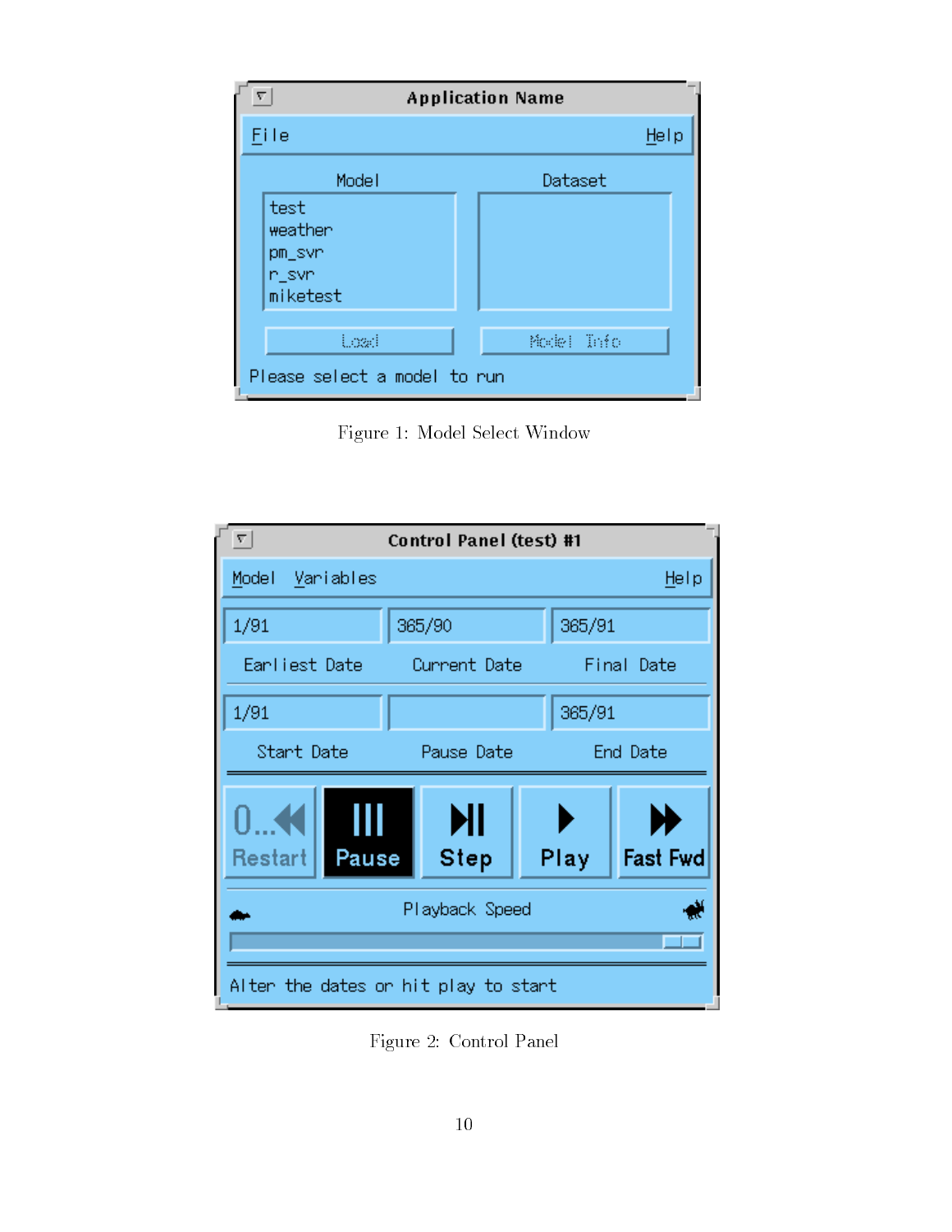Figure 1: Model Select Window

Figure 2: Control Panel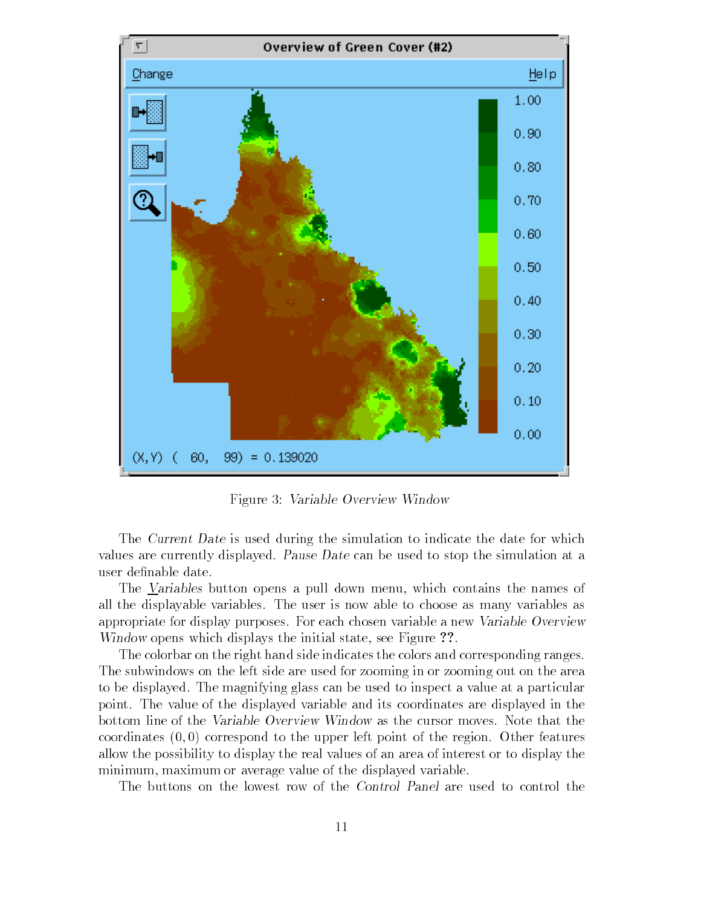Figure 3: *Variable Overview Window*

The *Current Date* is used during the simulation to indicate the date for which values are currently displayed. *Pause Date* can be used to stop the simulation at a user definable date.

The *Variables* button opens a pull down menu, which contains the names of all the displayable variables. The user is now able to choose as many variables as appropriate for display purposes. For each chosen variable a new *Variable Overview Window* opens which displays the initial state, see Figure **??**.

The colorbar on the right hand side indicates the colors and corresponding ranges. The subwindows on the left side are used for zooming in or zooming out on the area to be displayed. The magnifying glass can be used to inspect a value at a particular point. The value of the displayed variable and its coordinates are displayed in the bottom line of the *Variable Overview Window* as the cursor moves. Note that the coordinates $(0, 0)$ correspond to the upper left point of the region. Other features allow the possibility to display the real values of an area of interest or to display the minimum, maximum or average value of the displayed variable.

The buttons on the lowest row of the *Control Panel* are used to control the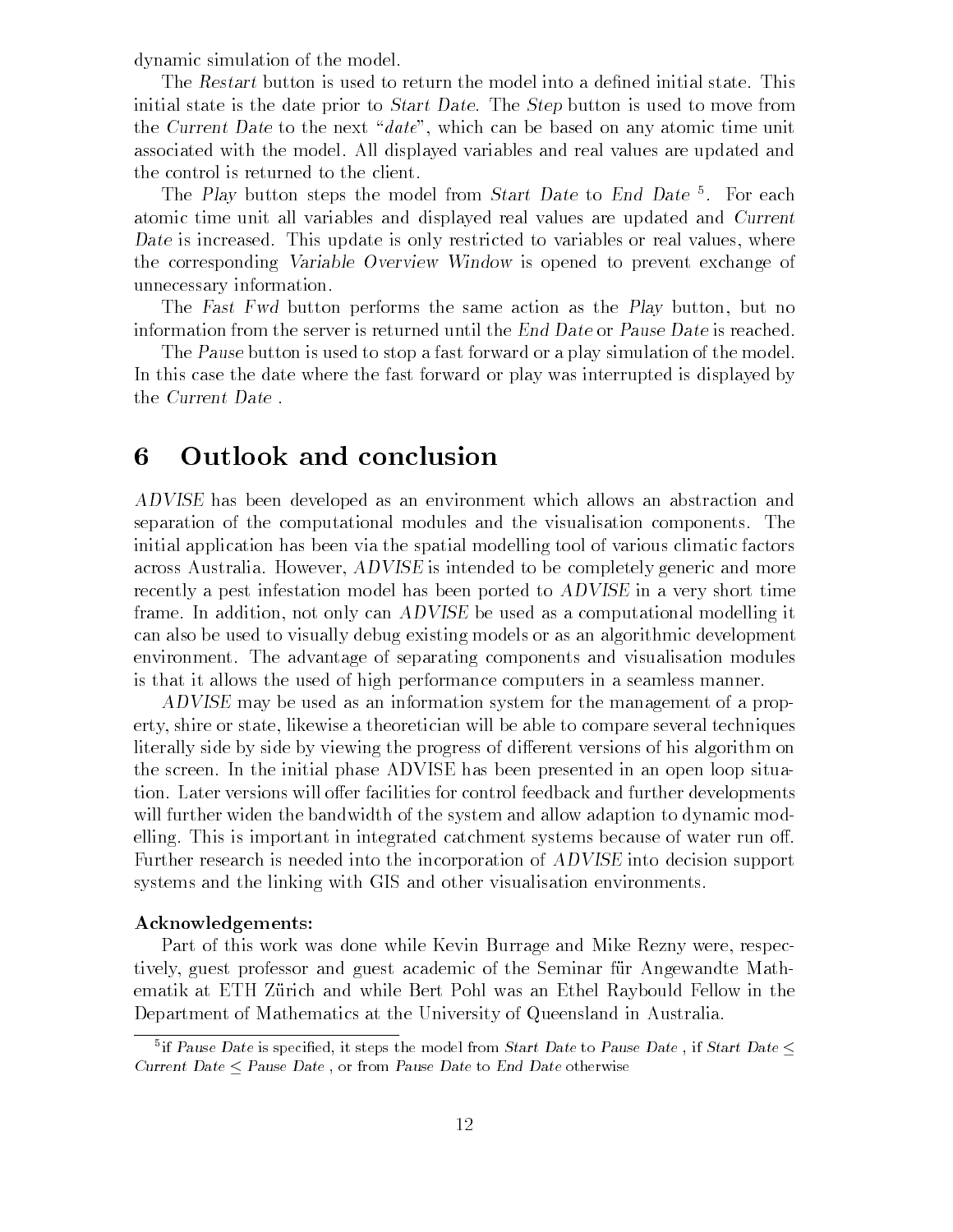dynamic simulation of the model.

The *Restart* button is used to return the model into a defined initial state. This initial state is the date prior to *Start Date*. The *Step* button is used to move from the *Current Date* to the next "*date*", which can be based on any atomic time unit associated with the model. All displayed variables and real values are updated and the control is returned to the client.

The *Play* button steps the model from *Start Date* to *End Date* [5]. For each atomic time unit all variables and displayed real values are updated and *Current Date* is increased. This update is only restricted to variables or real values, where the corresponding *Variable Overview Window* is opened to prevent exchange of unnecessary information.

The *Fast Fwd* button performs the same action as the *Play* button, but no information from the server is returned until the *End Date* or *Pause Date* is reached.

The *Pause* button is used to stop a fast forward or a play simulation of the model. In this case the date where the fast forward or play was interrupted is displayed by the *Current Date* .

# 6 Outlook and conclusion

*ADVISE* has been developed as an environment which allows an abstraction and separation of the computational modules and the visualisation components. The initial application has been via the spatial modelling tool of various climatic factors across Australia. However, *ADVISE* is intended to be completely generic and more recently a pest infestation model has been ported to *ADVISE* in a very short time frame. In addition, not only can *ADVISE* be used as a computational modelling it can also be used to visually debug existing models or as an algorithmic development environment. The advantage of separating components and visualisation modules is that it allows the used of high performance computers in a seamless manner.

*ADVISE* may be used as an information system for the management of a property, shire or state, likewise a theoretician will be able to compare several techniques literally side by side by viewing the progress of different versions of his algorithm on the screen. In the initial phase ADVISE has been presented in an open loop situation. Later versions will offer facilities for control feedback and further developments will further widen the bandwidth of the system and allow adaption to dynamic modelling. This is important in integrated catchment systems because of water run off. Further research is needed into the incorporation of *ADVISE* into decision support systems and the linking with GIS and other visualisation environments.

**Acknowledgements:**

Part of this work was done while Kevin Burrage and Mike Rezny were, respectively, guest professor and guest academic of the Seminar für Angewandte Mathematik at ETH Zürich and while Bert Pohl was an Ethel Raybould Fellow in the Department of Mathematics at the University of Queensland in Australia.

---

[5] if *Pause Date* is specified, it steps the model from *Start Date* to *Pause Date* , if *Start Date* $\leq$ *Current Date* $\leq$ *Pause Date* , or from *Pause Date* to *End Date* otherwise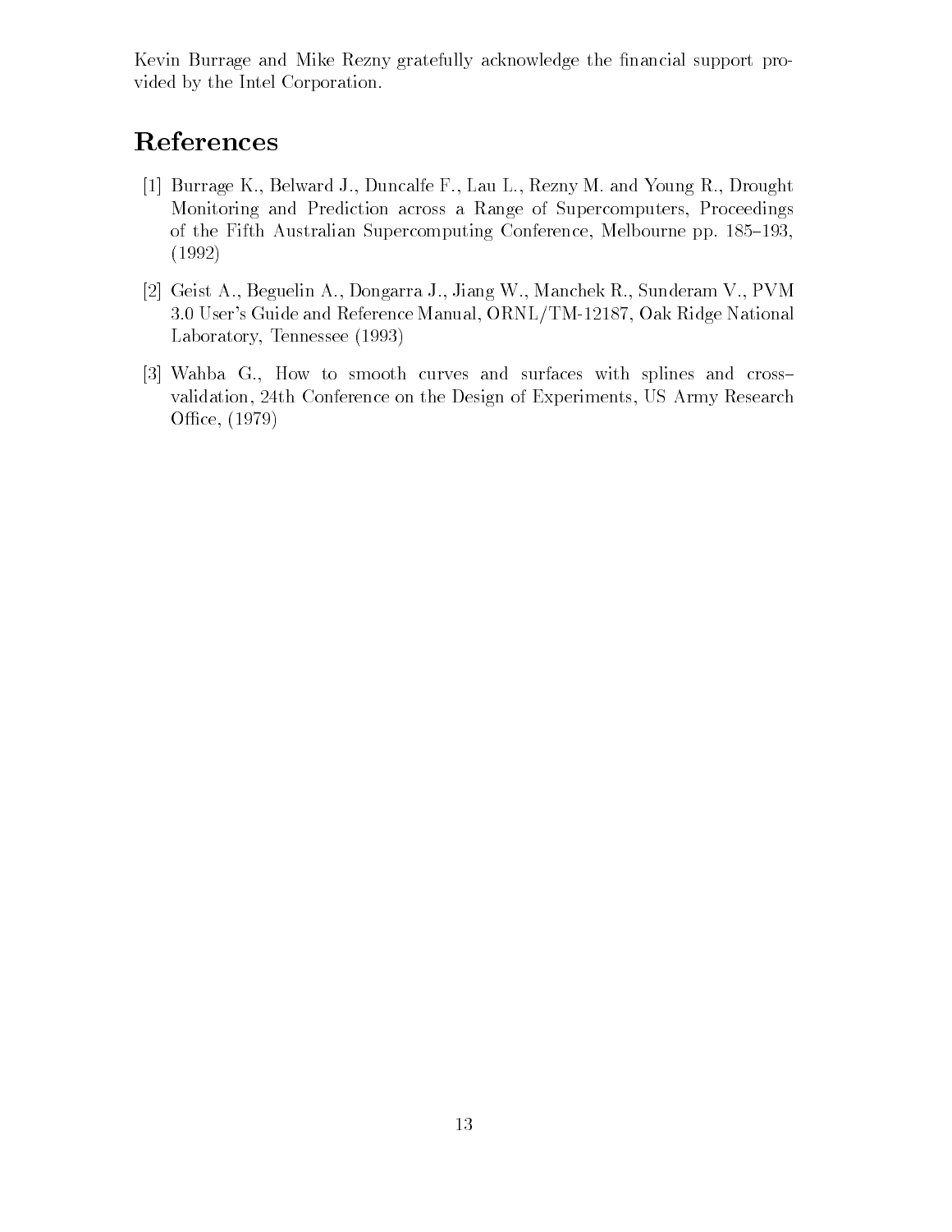Kevin Burrage and Mike Rezny gratefully acknowledge the financial support provided by the Intel Corporation.

# References

[1] Burrage K., Belward J., Duncalfe F., Lau L., Rezny M. and Young R., Drought Monitoring and Prediction across a Range of Supercomputers, Proceedings of the Fifth Australian Supercomputing Conference, Melbourne pp. 185–193, (1992)

[2] Geist A., Beguelin A., Dongarra J., Jiang W., Manchek R., Sunderam V., PVM 3.0 User's Guide and Reference Manual, ORNL/TM-12187, Oak Ridge National Laboratory, Tennessee (1993)

[3] Wahba G., How to smooth curves and surfaces with splines and cross–validation, 24th Conference on the Design of Experiments, US Army Research Office, (1979)